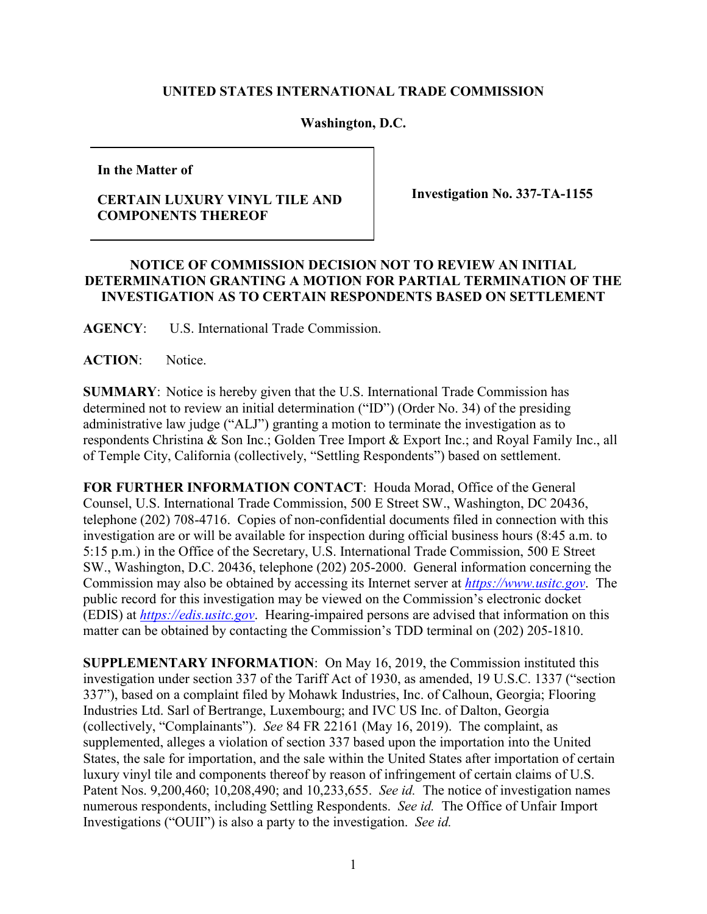**UNITED STATES INTERNATIONAL TRADE COMMISSION**

**Washington, D.C.**

| In the Matter of<br><br>**CERTAIN LUXURY VINYL TILE AND COMPONENTS THEREOF** | **Investigation No. 337-TA-1155** |
|---|---|

**NOTICE OF COMMISSION DECISION NOT TO REVIEW AN INITIAL DETERMINATION GRANTING A MOTION FOR PARTIAL TERMINATION OF THE INVESTIGATION AS TO CERTAIN RESPONDENTS BASED ON SETTLEMENT**

**AGENCY**: U.S. International Trade Commission.

**ACTION**: Notice.

**SUMMARY**: Notice is hereby given that the U.S. International Trade Commission has determined not to review an initial determination ("ID") (Order No. 34) of the presiding administrative law judge ("ALJ") granting a motion to terminate the investigation as to respondents Christina & Son Inc.; Golden Tree Import & Export Inc.; and Royal Family Inc., all of Temple City, California (collectively, "Settling Respondents") based on settlement.

**FOR FURTHER INFORMATION CONTACT**: Houda Morad, Office of the General Counsel, U.S. International Trade Commission, 500 E Street SW., Washington, DC 20436, telephone (202) 708-4716. Copies of non-confidential documents filed in connection with this investigation are or will be available for inspection during official business hours (8:45 a.m. to 5:15 p.m.) in the Office of the Secretary, U.S. International Trade Commission, 500 E Street SW., Washington, D.C. 20436, telephone (202) 205-2000. General information concerning the Commission may also be obtained by accessing its Internet server at *https://www.usitc.gov*. The public record for this investigation may be viewed on the Commission's electronic docket (EDIS) at *https://edis.usitc.gov*. Hearing-impaired persons are advised that information on this matter can be obtained by contacting the Commission's TDD terminal on (202) 205-1810.

**SUPPLEMENTARY INFORMATION**: On May 16, 2019, the Commission instituted this investigation under section 337 of the Tariff Act of 1930, as amended, 19 U.S.C. 1337 ("section 337"), based on a complaint filed by Mohawk Industries, Inc. of Calhoun, Georgia; Flooring Industries Ltd. Sarl of Bertrange, Luxembourg; and IVC US Inc. of Dalton, Georgia (collectively, "Complainants"). *See* 84 FR 22161 (May 16, 2019). The complaint, as supplemented, alleges a violation of section 337 based upon the importation into the United States, the sale for importation, and the sale within the United States after importation of certain luxury vinyl tile and components thereof by reason of infringement of certain claims of U.S. Patent Nos. 9,200,460; 10,208,490; and 10,233,655. *See id.* The notice of investigation names numerous respondents, including Settling Respondents. *See id.* The Office of Unfair Import Investigations ("OUII") is also a party to the investigation. *See id.*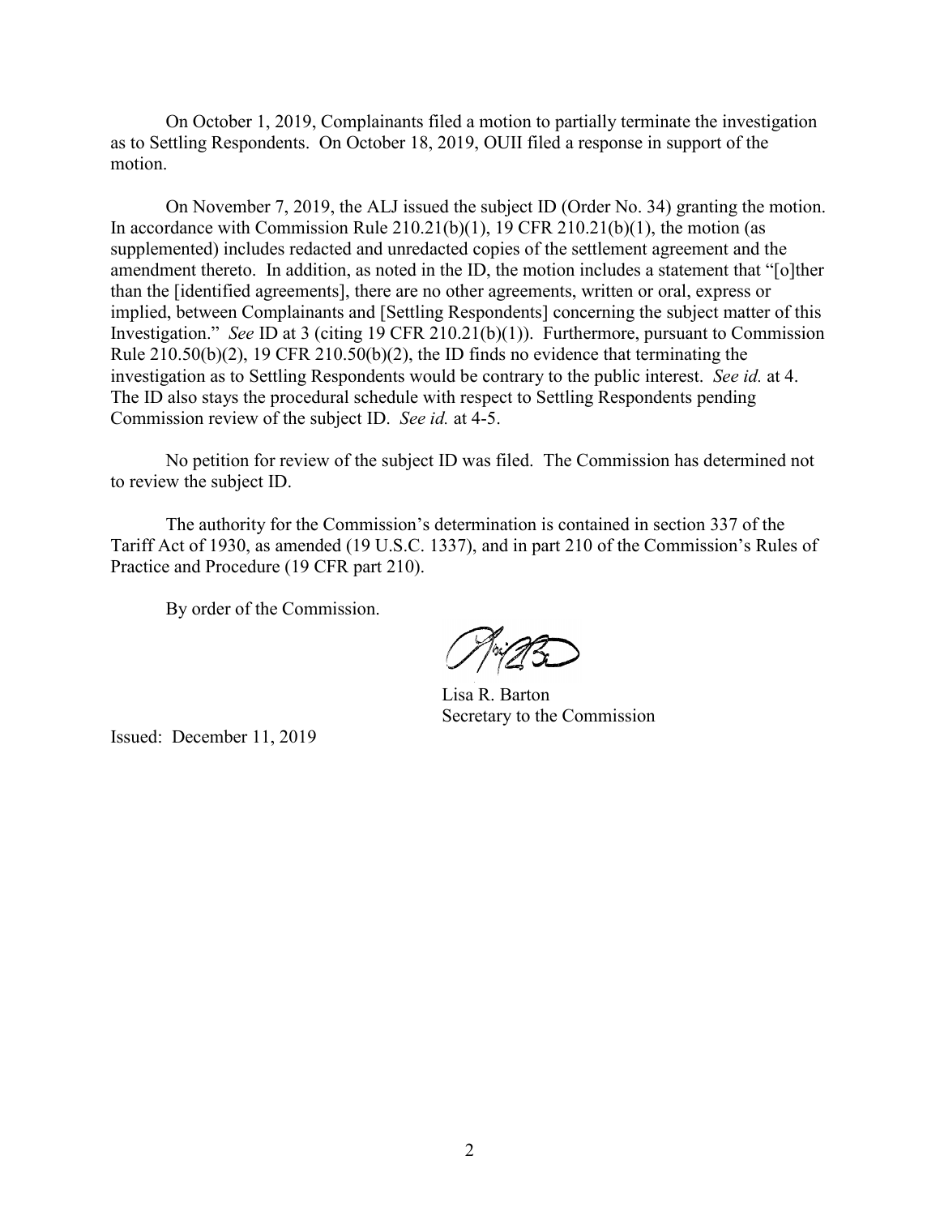On October 1, 2019, Complainants filed a motion to partially terminate the investigation as to Settling Respondents. On October 18, 2019, OUII filed a response in support of the motion.

On November 7, 2019, the ALJ issued the subject ID (Order No. 34) granting the motion. In accordance with Commission Rule 210.21(b)(1), 19 CFR 210.21(b)(1), the motion (as supplemented) includes redacted and unredacted copies of the settlement agreement and the amendment thereto. In addition, as noted in the ID, the motion includes a statement that "[o]ther than the [identified agreements], there are no other agreements, written or oral, express or implied, between Complainants and [Settling Respondents] concerning the subject matter of this Investigation." *See* ID at 3 (citing 19 CFR 210.21(b)(1)). Furthermore, pursuant to Commission Rule 210.50(b)(2), 19 CFR 210.50(b)(2), the ID finds no evidence that terminating the investigation as to Settling Respondents would be contrary to the public interest. *See id.* at 4. The ID also stays the procedural schedule with respect to Settling Respondents pending Commission review of the subject ID. *See id.* at 4-5.

No petition for review of the subject ID was filed. The Commission has determined not to review the subject ID.

The authority for the Commission's determination is contained in section 337 of the Tariff Act of 1930, as amended (19 U.S.C. 1337), and in part 210 of the Commission's Rules of Practice and Procedure (19 CFR part 210).

By order of the Commission.

Lisa R. Barton
Secretary to the Commission

Issued: December 11, 2019